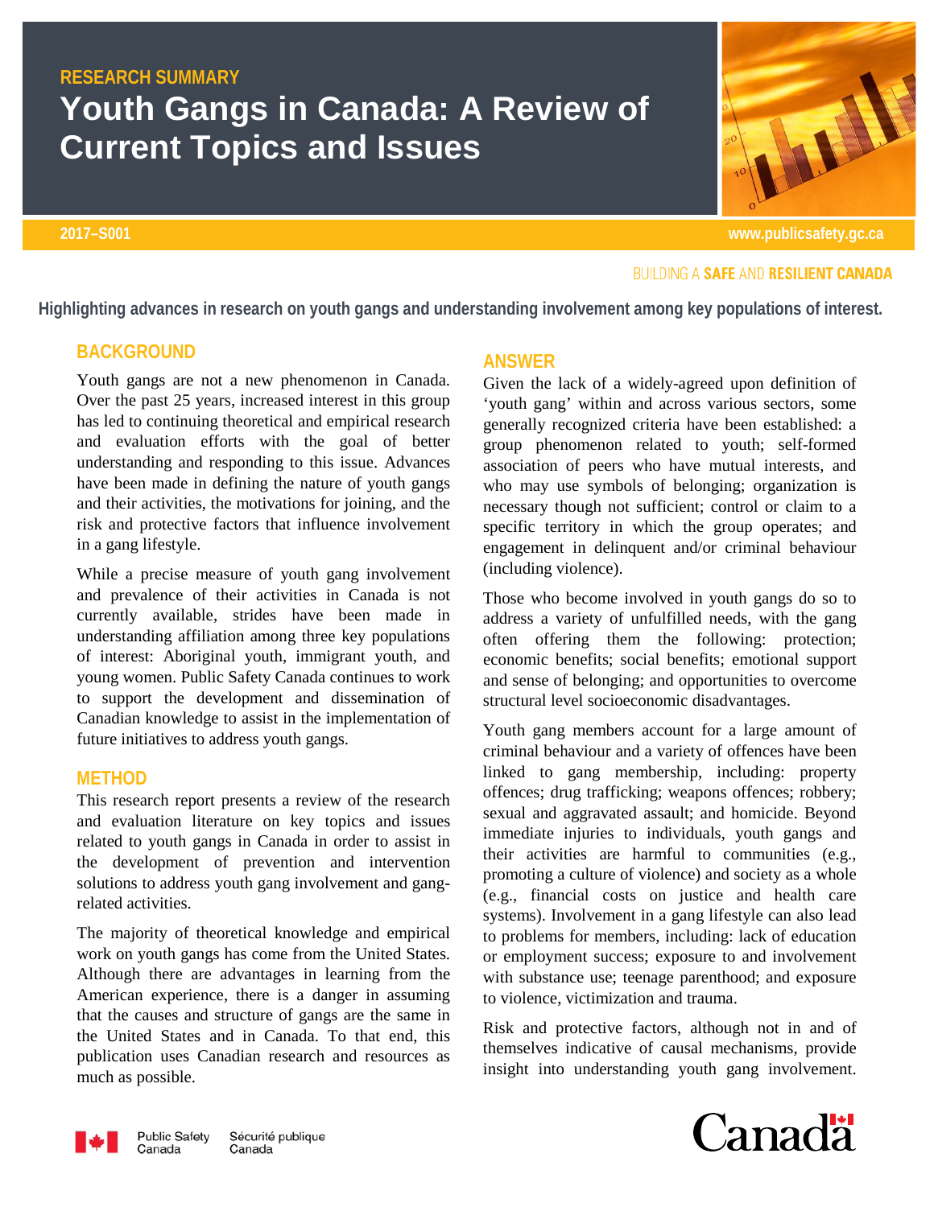RESEARCH SUMMARY

# Youth Gangs in Canada: A Review of Current Topics and Issues

2017–S001

www.publicsafety.gc.ca

BUILDING A **SAFE** AND **RESILIENT CANADA**

**Highlighting advances in research on youth gangs and understanding involvement among key populations of interest.**

## BACKGROUND

Youth gangs are not a new phenomenon in Canada. Over the past 25 years, increased interest in this group has led to continuing theoretical and empirical research and evaluation efforts with the goal of better understanding and responding to this issue. Advances have been made in defining the nature of youth gangs and their activities, the motivations for joining, and the risk and protective factors that influence involvement in a gang lifestyle.

While a precise measure of youth gang involvement and prevalence of their activities in Canada is not currently available, strides have been made in understanding affiliation among three key populations of interest: Aboriginal youth, immigrant youth, and young women. Public Safety Canada continues to work to support the development and dissemination of Canadian knowledge to assist in the implementation of future initiatives to address youth gangs.

## METHOD

This research report presents a review of the research and evaluation literature on key topics and issues related to youth gangs in Canada in order to assist in the development of prevention and intervention solutions to address youth gang involvement and gang-related activities.

The majority of theoretical knowledge and empirical work on youth gangs has come from the United States. Although there are advantages in learning from the American experience, there is a danger in assuming that the causes and structure of gangs are the same in the United States and in Canada. To that end, this publication uses Canadian research and resources as much as possible.

## ANSWER

Given the lack of a widely-agreed upon definition of 'youth gang' within and across various sectors, some generally recognized criteria have been established: a group phenomenon related to youth; self-formed association of peers who have mutual interests, and who may use symbols of belonging; organization is necessary though not sufficient; control or claim to a specific territory in which the group operates; and engagement in delinquent and/or criminal behaviour (including violence).

Those who become involved in youth gangs do so to address a variety of unfulfilled needs, with the gang often offering them the following: protection; economic benefits; social benefits; emotional support and sense of belonging; and opportunities to overcome structural level socioeconomic disadvantages.

Youth gang members account for a large amount of criminal behaviour and a variety of offences have been linked to gang membership, including: property offences; drug trafficking; weapons offences; robbery; sexual and aggravated assault; and homicide. Beyond immediate injuries to individuals, youth gangs and their activities are harmful to communities (e.g., promoting a culture of violence) and society as a whole (e.g., financial costs on justice and health care systems). Involvement in a gang lifestyle can also lead to problems for members, including: lack of education or employment success; exposure to and involvement with substance use; teenage parenthood; and exposure to violence, victimization and trauma.

Risk and protective factors, although not in and of themselves indicative of causal mechanisms, provide insight into understanding youth gang involvement.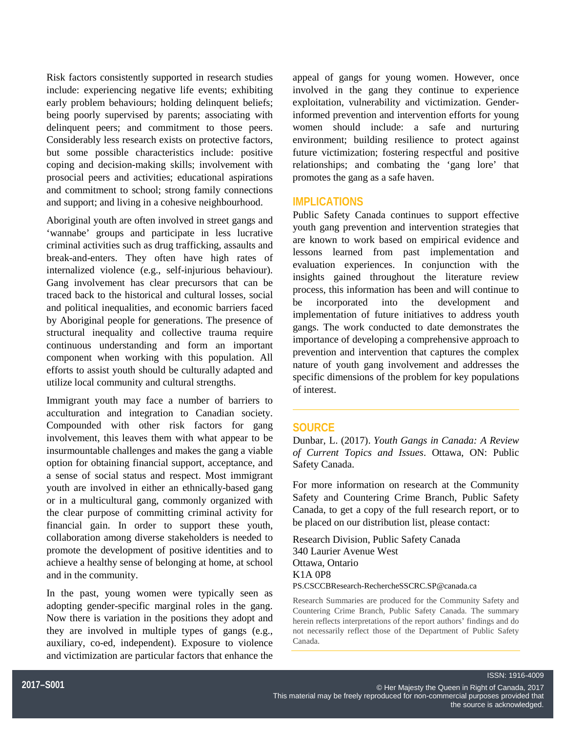Risk factors consistently supported in research studies include: experiencing negative life events; exhibiting early problem behaviours; holding delinquent beliefs; being poorly supervised by parents; associating with delinquent peers; and commitment to those peers. Considerably less research exists on protective factors, but some possible characteristics include: positive coping and decision-making skills; involvement with prosocial peers and activities; educational aspirations and commitment to school; strong family connections and support; and living in a cohesive neighbourhood.

Aboriginal youth are often involved in street gangs and 'wannabe' groups and participate in less lucrative criminal activities such as drug trafficking, assaults and break-and-enters. They often have high rates of internalized violence (e.g., self-injurious behaviour). Gang involvement has clear precursors that can be traced back to the historical and cultural losses, social and political inequalities, and economic barriers faced by Aboriginal people for generations. The presence of structural inequality and collective trauma require continuous understanding and form an important component when working with this population. All efforts to assist youth should be culturally adapted and utilize local community and cultural strengths.

Immigrant youth may face a number of barriers to acculturation and integration to Canadian society. Compounded with other risk factors for gang involvement, this leaves them with what appear to be insurmountable challenges and makes the gang a viable option for obtaining financial support, acceptance, and a sense of social status and respect. Most immigrant youth are involved in either an ethnically-based gang or in a multicultural gang, commonly organized with the clear purpose of committing criminal activity for financial gain. In order to support these youth, collaboration among diverse stakeholders is needed to promote the development of positive identities and to achieve a healthy sense of belonging at home, at school and in the community.

In the past, young women were typically seen as adopting gender-specific marginal roles in the gang. Now there is variation in the positions they adopt and they are involved in multiple types of gangs (e.g., auxiliary, co-ed, independent). Exposure to violence and victimization are particular factors that enhance the appeal of gangs for young women. However, once involved in the gang they continue to experience exploitation, vulnerability and victimization. Gender-informed prevention and intervention efforts for young women should include: a safe and nurturing environment; building resilience to protect against future victimization; fostering respectful and positive relationships; and combating the 'gang lore' that promotes the gang as a safe haven.

## IMPLICATIONS

Public Safety Canada continues to support effective youth gang prevention and intervention strategies that are known to work based on empirical evidence and lessons learned from past implementation and evaluation experiences. In conjunction with the insights gained throughout the literature review process, this information has been and will continue to be incorporated into the development and implementation of future initiatives to address youth gangs. The work conducted to date demonstrates the importance of developing a comprehensive approach to prevention and intervention that captures the complex nature of youth gang involvement and addresses the specific dimensions of the problem for key populations of interest.

## SOURCE

Dunbar, L. (2017). *Youth Gangs in Canada: A Review of Current Topics and Issues*. Ottawa, ON: Public Safety Canada.

For more information on research at the Community Safety and Countering Crime Branch, Public Safety Canada, to get a copy of the full research report, or to be placed on our distribution list, please contact:

Research Division, Public Safety Canada
340 Laurier Avenue West
Ottawa, Ontario
K1A 0P8
PS.CSCCBResearch-RechercheSSCRC.SP@canada.ca

Research Summaries are produced for the Community Safety and Countering Crime Branch, Public Safety Canada. The summary herein reflects interpretations of the report authors' findings and do not necessarily reflect those of the Department of Public Safety Canada.

2017–S001

ISSN: 1916-4009

© Her Majesty the Queen in Right of Canada, 2017
This material may be freely reproduced for non-commercial purposes provided that the source is acknowledged.